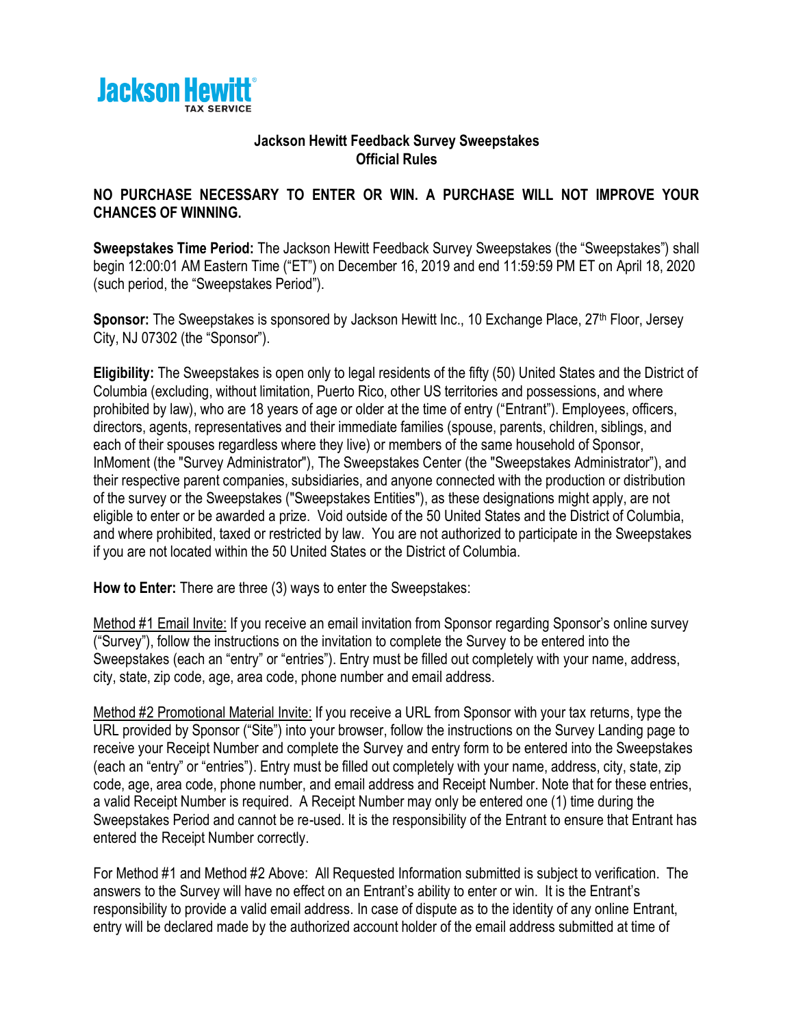Jackson Hewitt
TAX SERVICE

# Jackson Hewitt Feedback Survey Sweepstakes
## Official Rules

**NO PURCHASE NECESSARY TO ENTER OR WIN. A PURCHASE WILL NOT IMPROVE YOUR CHANCES OF WINNING.**

**Sweepstakes Time Period:** The Jackson Hewitt Feedback Survey Sweepstakes (the "Sweepstakes") shall begin 12:00:01 AM Eastern Time ("ET") on December 16, 2019 and end 11:59:59 PM ET on April 18, 2020 (such period, the "Sweepstakes Period").

**Sponsor:** The Sweepstakes is sponsored by Jackson Hewitt Inc., 10 Exchange Place, 27th Floor, Jersey City, NJ 07302 (the "Sponsor").

**Eligibility:** The Sweepstakes is open only to legal residents of the fifty (50) United States and the District of Columbia (excluding, without limitation, Puerto Rico, other US territories and possessions, and where prohibited by law), who are 18 years of age or older at the time of entry ("Entrant"). Employees, officers, directors, agents, representatives and their immediate families (spouse, parents, children, siblings, and each of their spouses regardless where they live) or members of the same household of Sponsor, InMoment (the "Survey Administrator"), The Sweepstakes Center (the "Sweepstakes Administrator"), and their respective parent companies, subsidiaries, and anyone connected with the production or distribution of the survey or the Sweepstakes ("Sweepstakes Entities"), as these designations might apply, are not eligible to enter or be awarded a prize. Void outside of the 50 United States and the District of Columbia, and where prohibited, taxed or restricted by law. You are not authorized to participate in the Sweepstakes if you are not located within the 50 United States or the District of Columbia.

**How to Enter:** There are three (3) ways to enter the Sweepstakes:

Method #1 Email Invite: If you receive an email invitation from Sponsor regarding Sponsor's online survey ("Survey"), follow the instructions on the invitation to complete the Survey to be entered into the Sweepstakes (each an "entry" or "entries"). Entry must be filled out completely with your name, address, city, state, zip code, age, area code, phone number and email address.

Method #2 Promotional Material Invite: If you receive a URL from Sponsor with your tax returns, type the URL provided by Sponsor ("Site") into your browser, follow the instructions on the Survey Landing page to receive your Receipt Number and complete the Survey and entry form to be entered into the Sweepstakes (each an "entry" or "entries"). Entry must be filled out completely with your name, address, city, state, zip code, age, area code, phone number, and email address and Receipt Number. Note that for these entries, a valid Receipt Number is required. A Receipt Number may only be entered one (1) time during the Sweepstakes Period and cannot be re-used. It is the responsibility of the Entrant to ensure that Entrant has entered the Receipt Number correctly.

For Method #1 and Method #2 Above: All Requested Information submitted is subject to verification. The answers to the Survey will have no effect on an Entrant's ability to enter or win. It is the Entrant's responsibility to provide a valid email address. In case of dispute as to the identity of any online Entrant, entry will be declared made by the authorized account holder of the email address submitted at time of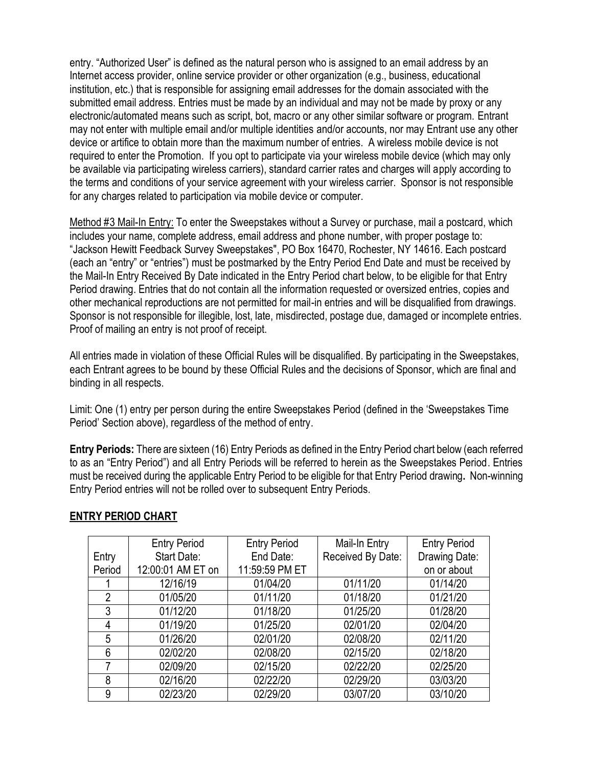entry. "Authorized User" is defined as the natural person who is assigned to an email address by an Internet access provider, online service provider or other organization (e.g., business, educational institution, etc.) that is responsible for assigning email addresses for the domain associated with the submitted email address. Entries must be made by an individual and may not be made by proxy or any electronic/automated means such as script, bot, macro or any other similar software or program. Entrant may not enter with multiple email and/or multiple identities and/or accounts, nor may Entrant use any other device or artifice to obtain more than the maximum number of entries. A wireless mobile device is not required to enter the Promotion. If you opt to participate via your wireless mobile device (which may only be available via participating wireless carriers), standard carrier rates and charges will apply according to the terms and conditions of your service agreement with your wireless carrier. Sponsor is not responsible for any charges related to participation via mobile device or computer.

Method #3 Mail-In Entry: To enter the Sweepstakes without a Survey or purchase, mail a postcard, which includes your name, complete address, email address and phone number, with proper postage to: "Jackson Hewitt Feedback Survey Sweepstakes", PO Box 16470, Rochester, NY 14616. Each postcard (each an "entry" or "entries") must be postmarked by the Entry Period End Date and must be received by the Mail-In Entry Received By Date indicated in the Entry Period chart below, to be eligible for that Entry Period drawing. Entries that do not contain all the information requested or oversized entries, copies and other mechanical reproductions are not permitted for mail-in entries and will be disqualified from drawings. Sponsor is not responsible for illegible, lost, late, misdirected, postage due, damaged or incomplete entries. Proof of mailing an entry is not proof of receipt.

All entries made in violation of these Official Rules will be disqualified. By participating in the Sweepstakes, each Entrant agrees to be bound by these Official Rules and the decisions of Sponsor, which are final and binding in all respects.

Limit: One (1) entry per person during the entire Sweepstakes Period (defined in the 'Sweepstakes Time Period' Section above), regardless of the method of entry.

**Entry Periods:** There are sixteen (16) Entry Periods as defined in the Entry Period chart below (each referred to as an "Entry Period") and all Entry Periods will be referred to herein as the Sweepstakes Period. Entries must be received during the applicable Entry Period to be eligible for that Entry Period drawing**.** Non-winning Entry Period entries will not be rolled over to subsequent Entry Periods.

## ENTRY PERIOD CHART

| Entry Period | Entry Period Start Date: 12:00:01 AM ET on | Entry Period End Date: 11:59:59 PM ET | Mail-In Entry Received By Date: | Entry Period Drawing Date: on or about |
|---|---|---|---|---|
| 1 | 12/16/19 | 01/04/20 | 01/11/20 | 01/14/20 |
| 2 | 01/05/20 | 01/11/20 | 01/18/20 | 01/21/20 |
| 3 | 01/12/20 | 01/18/20 | 01/25/20 | 01/28/20 |
| 4 | 01/19/20 | 01/25/20 | 02/01/20 | 02/04/20 |
| 5 | 01/26/20 | 02/01/20 | 02/08/20 | 02/11/20 |
| 6 | 02/02/20 | 02/08/20 | 02/15/20 | 02/18/20 |
| 7 | 02/09/20 | 02/15/20 | 02/22/20 | 02/25/20 |
| 8 | 02/16/20 | 02/22/20 | 02/29/20 | 03/03/20 |
| 9 | 02/23/20 | 02/29/20 | 03/07/20 | 03/10/20 |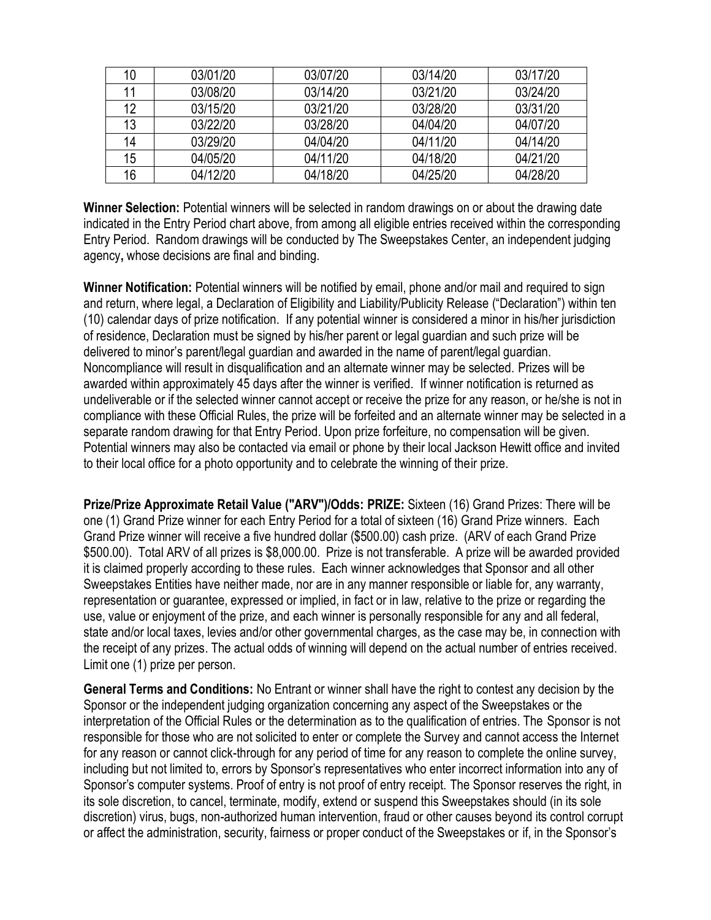| 10 | 03/01/20 | 03/07/20 | 03/14/20 | 03/17/20 |
|---|---|---|---|---|
| 11 | 03/08/20 | 03/14/20 | 03/21/20 | 03/24/20 |
| 12 | 03/15/20 | 03/21/20 | 03/28/20 | 03/31/20 |
| 13 | 03/22/20 | 03/28/20 | 04/04/20 | 04/07/20 |
| 14 | 03/29/20 | 04/04/20 | 04/11/20 | 04/14/20 |
| 15 | 04/05/20 | 04/11/20 | 04/18/20 | 04/21/20 |
| 16 | 04/12/20 | 04/18/20 | 04/25/20 | 04/28/20 |

**Winner Selection:** Potential winners will be selected in random drawings on or about the drawing date indicated in the Entry Period chart above, from among all eligible entries received within the corresponding Entry Period. Random drawings will be conducted by The Sweepstakes Center, an independent judging agency**,** whose decisions are final and binding.

**Winner Notification:** Potential winners will be notified by email, phone and/or mail and required to sign and return, where legal, a Declaration of Eligibility and Liability/Publicity Release ("Declaration") within ten (10) calendar days of prize notification. If any potential winner is considered a minor in his/her jurisdiction of residence, Declaration must be signed by his/her parent or legal guardian and such prize will be delivered to minor's parent/legal guardian and awarded in the name of parent/legal guardian. Noncompliance will result in disqualification and an alternate winner may be selected. Prizes will be awarded within approximately 45 days after the winner is verified. If winner notification is returned as undeliverable or if the selected winner cannot accept or receive the prize for any reason, or he/she is not in compliance with these Official Rules, the prize will be forfeited and an alternate winner may be selected in a separate random drawing for that Entry Period. Upon prize forfeiture, no compensation will be given. Potential winners may also be contacted via email or phone by their local Jackson Hewitt office and invited to their local office for a photo opportunity and to celebrate the winning of their prize.

**Prize/Prize Approximate Retail Value ("ARV")/Odds: PRIZE:** Sixteen (16) Grand Prizes: There will be one (1) Grand Prize winner for each Entry Period for a total of sixteen (16) Grand Prize winners. Each Grand Prize winner will receive a five hundred dollar ($500.00) cash prize. (ARV of each Grand Prize $500.00). Total ARV of all prizes is $8,000.00. Prize is not transferable. A prize will be awarded provided it is claimed properly according to these rules. Each winner acknowledges that Sponsor and all other Sweepstakes Entities have neither made, nor are in any manner responsible or liable for, any warranty, representation or guarantee, expressed or implied, in fact or in law, relative to the prize or regarding the use, value or enjoyment of the prize, and each winner is personally responsible for any and all federal, state and/or local taxes, levies and/or other governmental charges, as the case may be, in connection with the receipt of any prizes. The actual odds of winning will depend on the actual number of entries received. Limit one (1) prize per person.

**General Terms and Conditions:** No Entrant or winner shall have the right to contest any decision by the Sponsor or the independent judging organization concerning any aspect of the Sweepstakes or the interpretation of the Official Rules or the determination as to the qualification of entries. The Sponsor is not responsible for those who are not solicited to enter or complete the Survey and cannot access the Internet for any reason or cannot click-through for any period of time for any reason to complete the online survey, including but not limited to, errors by Sponsor's representatives who enter incorrect information into any of Sponsor's computer systems. Proof of entry is not proof of entry receipt. The Sponsor reserves the right, in its sole discretion, to cancel, terminate, modify, extend or suspend this Sweepstakes should (in its sole discretion) virus, bugs, non-authorized human intervention, fraud or other causes beyond its control corrupt or affect the administration, security, fairness or proper conduct of the Sweepstakes or if, in the Sponsor's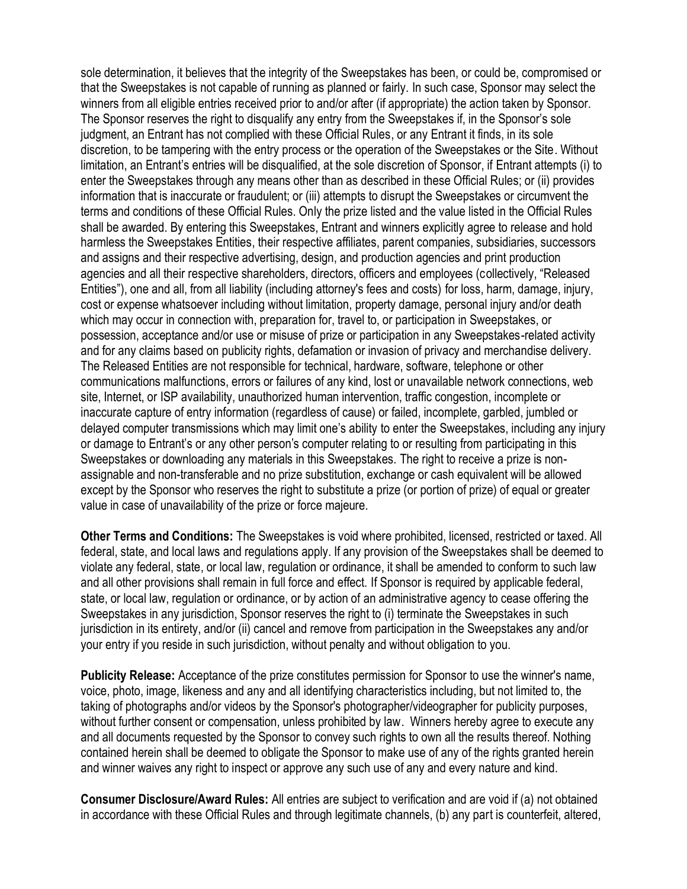sole determination, it believes that the integrity of the Sweepstakes has been, or could be, compromised or that the Sweepstakes is not capable of running as planned or fairly. In such case, Sponsor may select the winners from all eligible entries received prior to and/or after (if appropriate) the action taken by Sponsor. The Sponsor reserves the right to disqualify any entry from the Sweepstakes if, in the Sponsor's sole judgment, an Entrant has not complied with these Official Rules, or any Entrant it finds, in its sole discretion, to be tampering with the entry process or the operation of the Sweepstakes or the Site. Without limitation, an Entrant's entries will be disqualified, at the sole discretion of Sponsor, if Entrant attempts (i) to enter the Sweepstakes through any means other than as described in these Official Rules; or (ii) provides information that is inaccurate or fraudulent; or (iii) attempts to disrupt the Sweepstakes or circumvent the terms and conditions of these Official Rules. Only the prize listed and the value listed in the Official Rules shall be awarded. By entering this Sweepstakes, Entrant and winners explicitly agree to release and hold harmless the Sweepstakes Entities, their respective affiliates, parent companies, subsidiaries, successors and assigns and their respective advertising, design, and production agencies and print production agencies and all their respective shareholders, directors, officers and employees (collectively, "Released Entities"), one and all, from all liability (including attorney's fees and costs) for loss, harm, damage, injury, cost or expense whatsoever including without limitation, property damage, personal injury and/or death which may occur in connection with, preparation for, travel to, or participation in Sweepstakes, or possession, acceptance and/or use or misuse of prize or participation in any Sweepstakes-related activity and for any claims based on publicity rights, defamation or invasion of privacy and merchandise delivery. The Released Entities are not responsible for technical, hardware, software, telephone or other communications malfunctions, errors or failures of any kind, lost or unavailable network connections, web site, Internet, or ISP availability, unauthorized human intervention, traffic congestion, incomplete or inaccurate capture of entry information (regardless of cause) or failed, incomplete, garbled, jumbled or delayed computer transmissions which may limit one's ability to enter the Sweepstakes, including any injury or damage to Entrant's or any other person's computer relating to or resulting from participating in this Sweepstakes or downloading any materials in this Sweepstakes. The right to receive a prize is non-assignable and non-transferable and no prize substitution, exchange or cash equivalent will be allowed except by the Sponsor who reserves the right to substitute a prize (or portion of prize) of equal or greater value in case of unavailability of the prize or force majeure.

**Other Terms and Conditions:** The Sweepstakes is void where prohibited, licensed, restricted or taxed. All federal, state, and local laws and regulations apply. If any provision of the Sweepstakes shall be deemed to violate any federal, state, or local law, regulation or ordinance, it shall be amended to conform to such law and all other provisions shall remain in full force and effect. If Sponsor is required by applicable federal, state, or local law, regulation or ordinance, or by action of an administrative agency to cease offering the Sweepstakes in any jurisdiction, Sponsor reserves the right to (i) terminate the Sweepstakes in such jurisdiction in its entirety, and/or (ii) cancel and remove from participation in the Sweepstakes any and/or your entry if you reside in such jurisdiction, without penalty and without obligation to you.

**Publicity Release:** Acceptance of the prize constitutes permission for Sponsor to use the winner's name, voice, photo, image, likeness and any and all identifying characteristics including, but not limited to, the taking of photographs and/or videos by the Sponsor's photographer/videographer for publicity purposes, without further consent or compensation, unless prohibited by law. Winners hereby agree to execute any and all documents requested by the Sponsor to convey such rights to own all the results thereof. Nothing contained herein shall be deemed to obligate the Sponsor to make use of any of the rights granted herein and winner waives any right to inspect or approve any such use of any and every nature and kind.

**Consumer Disclosure/Award Rules:** All entries are subject to verification and are void if (a) not obtained in accordance with these Official Rules and through legitimate channels, (b) any part is counterfeit, altered,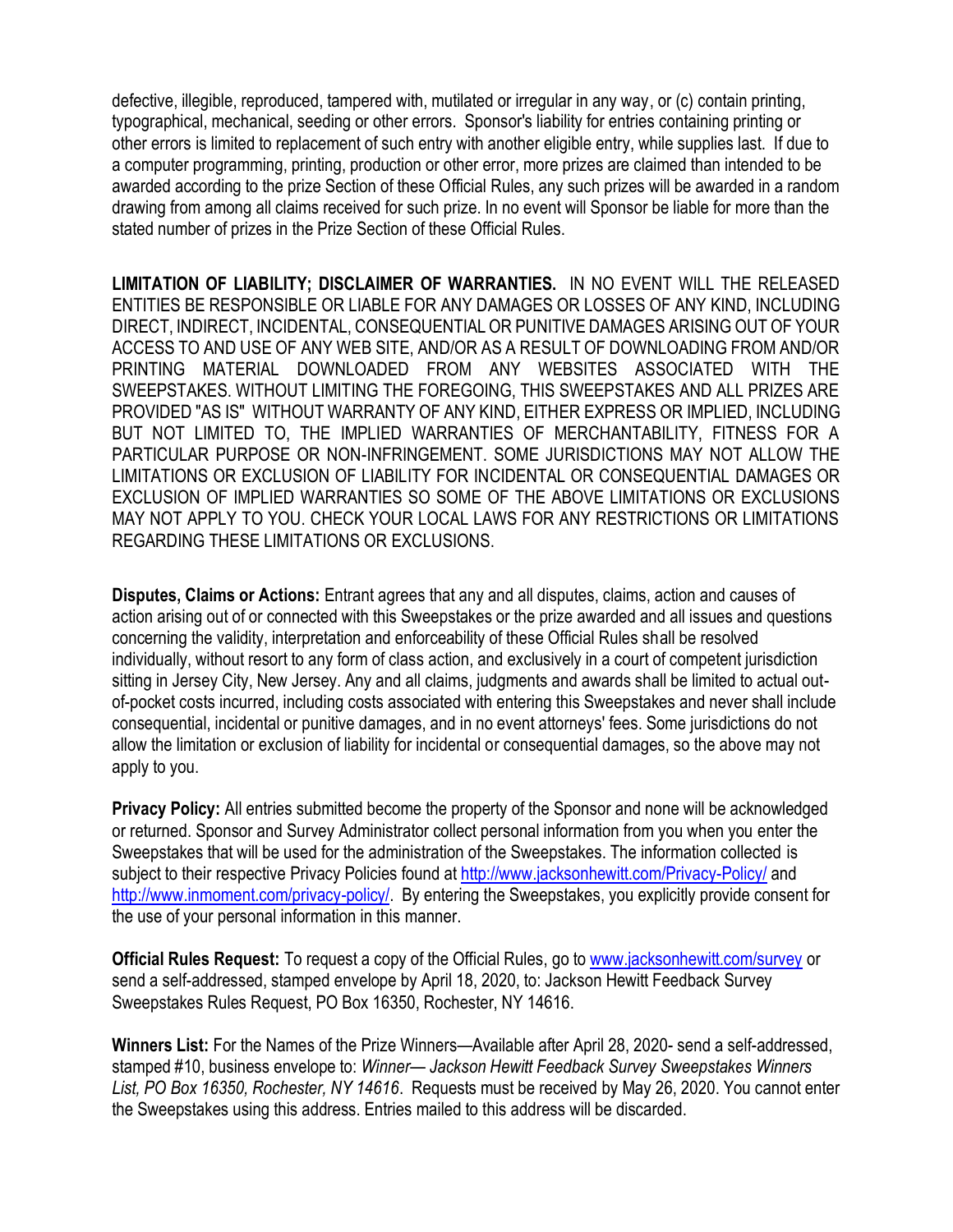defective, illegible, reproduced, tampered with, mutilated or irregular in any way, or (c) contain printing, typographical, mechanical, seeding or other errors. Sponsor's liability for entries containing printing or other errors is limited to replacement of such entry with another eligible entry, while supplies last. If due to a computer programming, printing, production or other error, more prizes are claimed than intended to be awarded according to the prize Section of these Official Rules, any such prizes will be awarded in a random drawing from among all claims received for such prize. In no event will Sponsor be liable for more than the stated number of prizes in the Prize Section of these Official Rules.

**LIMITATION OF LIABILITY; DISCLAIMER OF WARRANTIES.** IN NO EVENT WILL THE RELEASED ENTITIES BE RESPONSIBLE OR LIABLE FOR ANY DAMAGES OR LOSSES OF ANY KIND, INCLUDING DIRECT, INDIRECT, INCIDENTAL, CONSEQUENTIAL OR PUNITIVE DAMAGES ARISING OUT OF YOUR ACCESS TO AND USE OF ANY WEB SITE, AND/OR AS A RESULT OF DOWNLOADING FROM AND/OR PRINTING MATERIAL DOWNLOADED FROM ANY WEBSITES ASSOCIATED WITH THE SWEEPSTAKES. WITHOUT LIMITING THE FOREGOING, THIS SWEEPSTAKES AND ALL PRIZES ARE PROVIDED "AS IS" WITHOUT WARRANTY OF ANY KIND, EITHER EXPRESS OR IMPLIED, INCLUDING BUT NOT LIMITED TO, THE IMPLIED WARRANTIES OF MERCHANTABILITY, FITNESS FOR A PARTICULAR PURPOSE OR NON-INFRINGEMENT. SOME JURISDICTIONS MAY NOT ALLOW THE LIMITATIONS OR EXCLUSION OF LIABILITY FOR INCIDENTAL OR CONSEQUENTIAL DAMAGES OR EXCLUSION OF IMPLIED WARRANTIES SO SOME OF THE ABOVE LIMITATIONS OR EXCLUSIONS MAY NOT APPLY TO YOU. CHECK YOUR LOCAL LAWS FOR ANY RESTRICTIONS OR LIMITATIONS REGARDING THESE LIMITATIONS OR EXCLUSIONS.

**Disputes, Claims or Actions:** Entrant agrees that any and all disputes, claims, action and causes of action arising out of or connected with this Sweepstakes or the prize awarded and all issues and questions concerning the validity, interpretation and enforceability of these Official Rules shall be resolved individually, without resort to any form of class action, and exclusively in a court of competent jurisdiction sitting in Jersey City, New Jersey. Any and all claims, judgments and awards shall be limited to actual out-of-pocket costs incurred, including costs associated with entering this Sweepstakes and never shall include consequential, incidental or punitive damages, and in no event attorneys' fees. Some jurisdictions do not allow the limitation or exclusion of liability for incidental or consequential damages, so the above may not apply to you.

**Privacy Policy:** All entries submitted become the property of the Sponsor and none will be acknowledged or returned. Sponsor and Survey Administrator collect personal information from you when you enter the Sweepstakes that will be used for the administration of the Sweepstakes. The information collected is subject to their respective Privacy Policies found at http://www.jacksonhewitt.com/Privacy-Policy/ and http://www.inmoment.com/privacy-policy/. By entering the Sweepstakes, you explicitly provide consent for the use of your personal information in this manner.

**Official Rules Request:** To request a copy of the Official Rules, go to www.jacksonhewitt.com/survey or send a self-addressed, stamped envelope by April 18, 2020, to: Jackson Hewitt Feedback Survey Sweepstakes Rules Request, PO Box 16350, Rochester, NY 14616.

**Winners List:** For the Names of the Prize Winners—Available after April 28, 2020- send a self-addressed, stamped #10, business envelope to: *Winner— Jackson Hewitt Feedback Survey Sweepstakes Winners List, PO Box 16350, Rochester, NY 14616*. Requests must be received by May 26, 2020. You cannot enter the Sweepstakes using this address. Entries mailed to this address will be discarded.